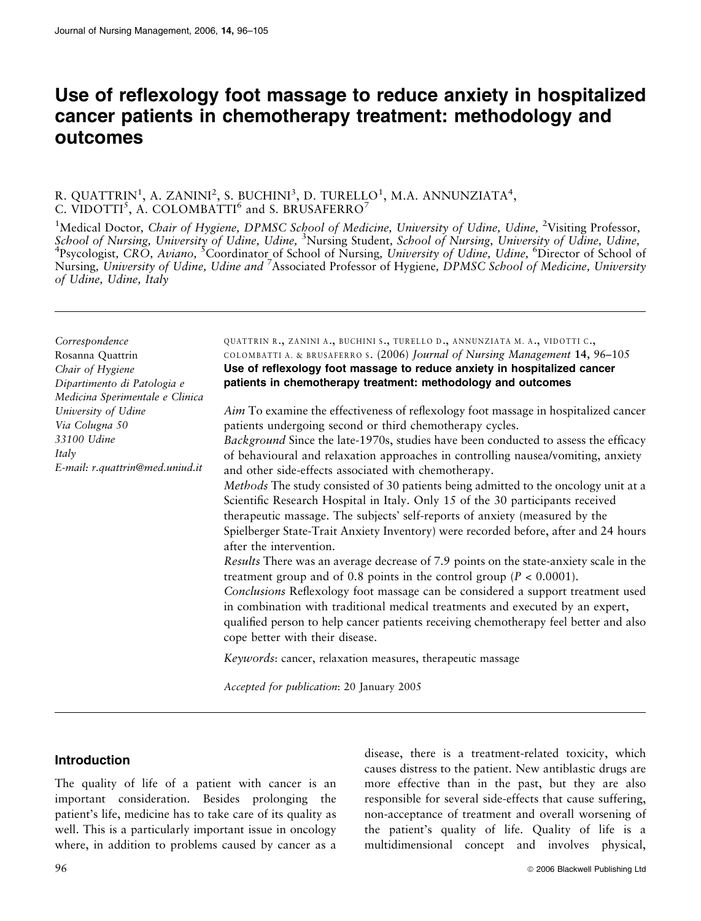# Use of reflexology foot massage to reduce anxiety in hospitalized cancer patients in chemotherapy treatment: methodology and outcomes

R. QUATTRIN[1], A. ZANINI[2], S. BUCHINI[3], D. TURELLO[1], M.A. ANNUNZIATA[4], C. VIDOTTI[5], A. COLOMBATTI[6] and S. BRUSAFERRO[7]

[1]Medical Doctor, *Chair of Hygiene, DPMSC School of Medicine, University of Udine, Udine,* [2]Visiting Professor, *School of Nursing, University of Udine, Udine,* [3]Nursing Student, *School of Nursing, University of Udine, Udine,* [4]Psycologist, *CRO, Aviano,* [5]Coordinator of School of Nursing, *University of Udine, Udine,* [6]Director of School of Nursing, *University of Udine, Udine and* [7]Associated Professor of Hygiene, *DPMSC School of Medicine, University of Udine, Udine, Italy*

*Correspondence*
Rosanna Quattrin
*Chair of Hygiene*
*Dipartimento di Patologia e Medicina Sperimentale e Clinica*
*University of Udine*
*Via Colugna 50*
*33100 Udine*
*Italy*
*E-mail: r.quattrin@med.uniud.it*

QUATTRIN R., ZANINI A., BUCHINI S., TURELLO D., ANNUNZIATA M. A., VIDOTTI C., COLOMBATTI A. & BRUSAFERRO S. (2006) *Journal of Nursing Management* **14**, 96–105
**Use of reflexology foot massage to reduce anxiety in hospitalized cancer patients in chemotherapy treatment: methodology and outcomes**

*Aim* To examine the effectiveness of reflexology foot massage in hospitalized cancer patients undergoing second or third chemotherapy cycles.

*Background* Since the late-1970s, studies have been conducted to assess the efficacy of behavioural and relaxation approaches in controlling nausea/vomiting, anxiety and other side-effects associated with chemotherapy.

*Methods* The study consisted of 30 patients being admitted to the oncology unit at a Scientific Research Hospital in Italy. Only 15 of the 30 participants received therapeutic massage. The subjects' self-reports of anxiety (measured by the Spielberger State-Trait Anxiety Inventory) were recorded before, after and 24 hours after the intervention.

*Results* There was an average decrease of 7.9 points on the state-anxiety scale in the treatment group and of 0.8 points in the control group ($P < 0.0001$).

*Conclusions* Reflexology foot massage can be considered a support treatment used in combination with traditional medical treatments and executed by an expert, qualified person to help cancer patients receiving chemotherapy feel better and also cope better with their disease.

*Keywords*: cancer, relaxation measures, therapeutic massage

*Accepted for publication*: 20 January 2005

## Introduction

The quality of life of a patient with cancer is an important consideration. Besides prolonging the patient's life, medicine has to take care of its quality as well. This is a particularly important issue in oncology where, in addition to problems caused by cancer as a disease, there is a treatment-related toxicity, which causes distress to the patient. New antiblastic drugs are more effective than in the past, but they are also responsible for several side-effects that cause suffering, non-acceptance of treatment and overall worsening of the patient's quality of life. Quality of life is a multidimensional concept and involves physical,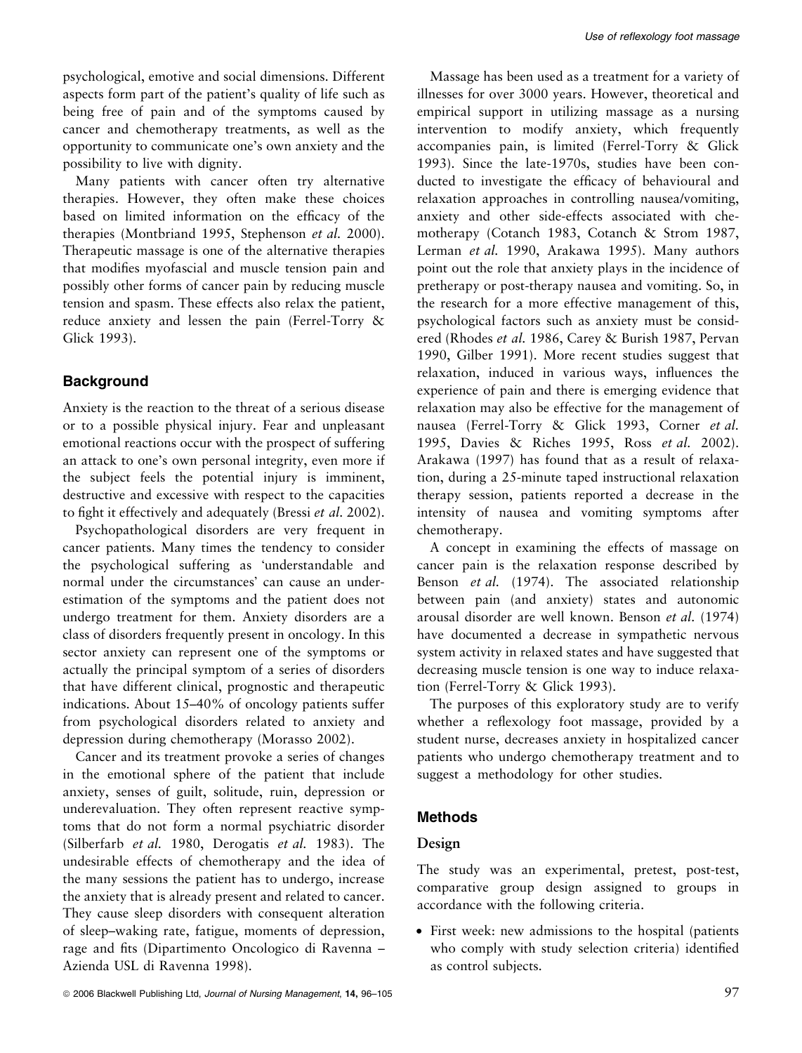psychological, emotive and social dimensions. Different aspects form part of the patient's quality of life such as being free of pain and of the symptoms caused by cancer and chemotherapy treatments, as well as the opportunity to communicate one's own anxiety and the possibility to live with dignity.

Many patients with cancer often try alternative therapies. However, they often make these choices based on limited information on the efficacy of the therapies (Montbriand 1995, Stephenson *et al.* 2000). Therapeutic massage is one of the alternative therapies that modifies myofascial and muscle tension pain and possibly other forms of cancer pain by reducing muscle tension and spasm. These effects also relax the patient, reduce anxiety and lessen the pain (Ferrel-Torry & Glick 1993).

## Background

Anxiety is the reaction to the threat of a serious disease or to a possible physical injury. Fear and unpleasant emotional reactions occur with the prospect of suffering an attack to one's own personal integrity, even more if the subject feels the potential injury is imminent, destructive and excessive with respect to the capacities to fight it effectively and adequately (Bressi *et al.* 2002).

Psychopathological disorders are very frequent in cancer patients. Many times the tendency to consider the psychological suffering as 'understandable and normal under the circumstances' can cause an underestimation of the symptoms and the patient does not undergo treatment for them. Anxiety disorders are a class of disorders frequently present in oncology. In this sector anxiety can represent one of the symptoms or actually the principal symptom of a series of disorders that have different clinical, prognostic and therapeutic indications. About 15–40% of oncology patients suffer from psychological disorders related to anxiety and depression during chemotherapy (Morasso 2002).

Cancer and its treatment provoke a series of changes in the emotional sphere of the patient that include anxiety, senses of guilt, solitude, ruin, depression or underevaluation. They often represent reactive symptoms that do not form a normal psychiatric disorder (Silberfarb *et al.* 1980, Derogatis *et al.* 1983). The undesirable effects of chemotherapy and the idea of the many sessions the patient has to undergo, increase the anxiety that is already present and related to cancer. They cause sleep disorders with consequent alteration of sleep–waking rate, fatigue, moments of depression, rage and fits (Dipartimento Oncologico di Ravenna – Azienda USL di Ravenna 1998).

Massage has been used as a treatment for a variety of illnesses for over 3000 years. However, theoretical and empirical support in utilizing massage as a nursing intervention to modify anxiety, which frequently accompanies pain, is limited (Ferrel-Torry & Glick 1993). Since the late-1970s, studies have been conducted to investigate the efficacy of behavioural and relaxation approaches in controlling nausea/vomiting, anxiety and other side-effects associated with chemotherapy (Cotanch 1983, Cotanch & Strom 1987, Lerman *et al.* 1990, Arakawa 1995). Many authors point out the role that anxiety plays in the incidence of pretherapy or post-therapy nausea and vomiting. So, in the research for a more effective management of this, psychological factors such as anxiety must be considered (Rhodes *et al.* 1986, Carey & Burish 1987, Pervan 1990, Gilber 1991). More recent studies suggest that relaxation, induced in various ways, influences the experience of pain and there is emerging evidence that relaxation may also be effective for the management of nausea (Ferrel-Torry & Glick 1993, Corner *et al.* 1995, Davies & Riches 1995, Ross *et al.* 2002). Arakawa (1997) has found that as a result of relaxation, during a 25-minute taped instructional relaxation therapy session, patients reported a decrease in the intensity of nausea and vomiting symptoms after chemotherapy.

A concept in examining the effects of massage on cancer pain is the relaxation response described by Benson *et al.* (1974). The associated relationship between pain (and anxiety) states and autonomic arousal disorder are well known. Benson *et al.* (1974) have documented a decrease in sympathetic nervous system activity in relaxed states and have suggested that decreasing muscle tension is one way to induce relaxation (Ferrel-Torry & Glick 1993).

The purposes of this exploratory study are to verify whether a reflexology foot massage, provided by a student nurse, decreases anxiety in hospitalized cancer patients who undergo chemotherapy treatment and to suggest a methodology for other studies.

## Methods

### Design

The study was an experimental, pretest, post-test, comparative group design assigned to groups in accordance with the following criteria.

- First week: new admissions to the hospital (patients who comply with study selection criteria) identified as control subjects.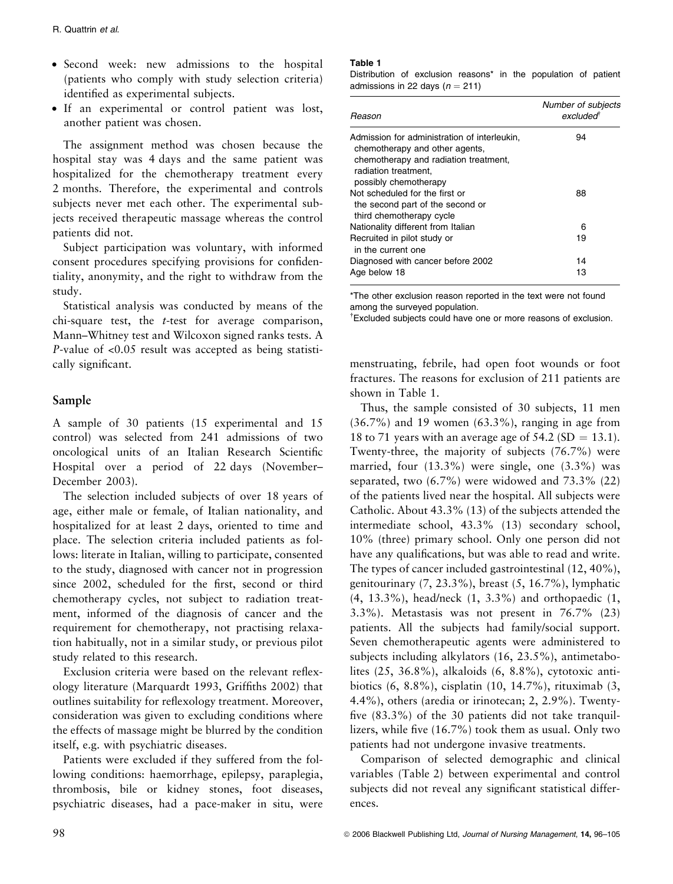- Second week: new admissions to the hospital (patients who comply with study selection criteria) identified as experimental subjects.
- If an experimental or control patient was lost, another patient was chosen.

The assignment method was chosen because the hospital stay was 4 days and the same patient was hospitalized for the chemotherapy treatment every 2 months. Therefore, the experimental and controls subjects never met each other. The experimental subjects received therapeutic massage whereas the control patients did not.

Subject participation was voluntary, with informed consent procedures specifying provisions for confidentiality, anonymity, and the right to withdraw from the study.

Statistical analysis was conducted by means of the chi-square test, the *t*-test for average comparison, Mann–Whitney test and Wilcoxon signed ranks tests. A *P*-value of <0.05 result was accepted as being statistically significant.

## Sample

A sample of 30 patients (15 experimental and 15 control) was selected from 241 admissions of two oncological units of an Italian Research Scientific Hospital over a period of 22 days (November–December 2003).

The selection included subjects of over 18 years of age, either male or female, of Italian nationality, and hospitalized for at least 2 days, oriented to time and place. The selection criteria included patients as follows: literate in Italian, willing to participate, consented to the study, diagnosed with cancer not in progression since 2002, scheduled for the first, second or third chemotherapy cycles, not subject to radiation treatment, informed of the diagnosis of cancer and the requirement for chemotherapy, not practising relaxation habitually, not in a similar study, or previous pilot study related to this research.

Exclusion criteria were based on the relevant reflexology literature (Marquardt 1993, Griffiths 2002) that outlines suitability for reflexology treatment. Moreover, consideration was given to excluding conditions where the effects of massage might be blurred by the condition itself, e.g. with psychiatric diseases.

Patients were excluded if they suffered from the following conditions: haemorrhage, epilepsy, paraplegia, thrombosis, bile or kidney stones, foot diseases, psychiatric diseases, had a pace-maker in situ, were menstruating, febrile, had open foot wounds or foot fractures. The reasons for exclusion of 211 patients are shown in Table 1.

**Table 1**
Distribution of exclusion reasons* in the population of patient admissions in 22 days ($n = 211$)

| Reason | Number of subjects excluded[†] |
|---|---|
| Admission for administration of interleukin, chemotherapy and other agents, chemotherapy and radiation treatment, radiation treatment, possibly chemotherapy | 94 |
| Not scheduled for the first or the second part of the second or third chemotherapy cycle | 88 |
| Nationality different from Italian | 6 |
| Recruited in pilot study or in the current one | 19 |
| Diagnosed with cancer before 2002 | 14 |
| Age below 18 | 13 |

*The other exclusion reason reported in the text were not found among the surveyed population.
[†]Excluded subjects could have one or more reasons of exclusion.

Thus, the sample consisted of 30 subjects, 11 men (36.7%) and 19 women (63.3%), ranging in age from 18 to 71 years with an average age of 54.2 (SD = 13.1). Twenty-three, the majority of subjects (76.7%) were married, four (13.3%) were single, one (3.3%) was separated, two (6.7%) were widowed and 73.3% (22) of the patients lived near the hospital. All subjects were Catholic. About 43.3% (13) of the subjects attended the intermediate school, 43.3% (13) secondary school, 10% (three) primary school. Only one person did not have any qualifications, but was able to read and write. The types of cancer included gastrointestinal (12, 40%), genitourinary (7, 23.3%), breast (5, 16.7%), lymphatic (4, 13.3%), head/neck (1, 3.3%) and orthopaedic (1, 3.3%). Metastasis was not present in 76.7% (23) patients. All the subjects had family/social support. Seven chemotherapeutic agents were administered to subjects including alkylators (16, 23.5%), antimetabolites (25, 36.8%), alkaloids (6, 8.8%), cytotoxic antibiotics (6, 8.8%), cisplatin (10, 14.7%), rituximab (3, 4.4%), others (aredia or irinotecan; 2, 2.9%). Twenty-five (83.3%) of the 30 patients did not take tranquillizers, while five (16.7%) took them as usual. Only two patients had not undergone invasive treatments.

Comparison of selected demographic and clinical variables (Table 2) between experimental and control subjects did not reveal any significant statistical differences.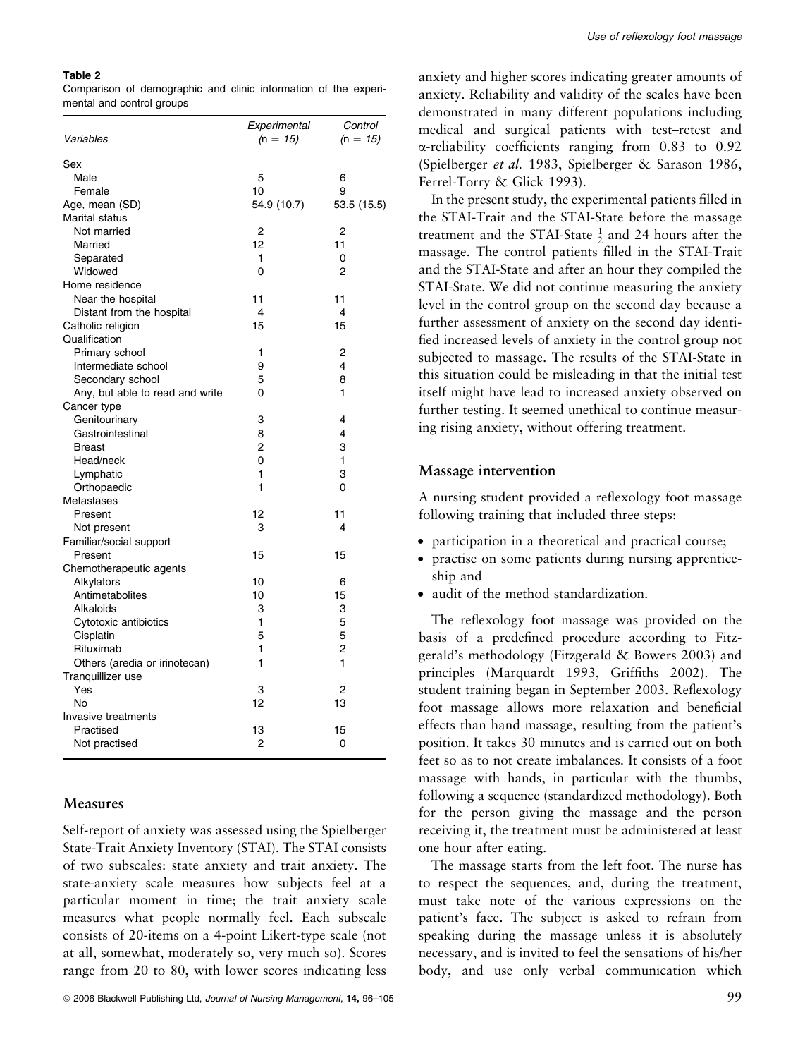**Table 2**

Comparison of demographic and clinic information of the experimental and control groups

| Variables | *Experimental* (*n = 15*) | *Control* (*n = 15*) |
|---|---|---|
| Sex | | |
| Male | 5 | 6 |
| Female | 10 | 9 |
| Age, mean (SD) | 54.9 (10.7) | 53.5 (15.5) |
| Marital status | | |
| Not married | 2 | 2 |
| Married | 12 | 11 |
| Separated | 1 | 0 |
| Widowed | 0 | 2 |
| Home residence | | |
| Near the hospital | 11 | 11 |
| Distant from the hospital | 4 | 4 |
| Catholic religion | 15 | 15 |
| Qualification | | |
| Primary school | 1 | 2 |
| Intermediate school | 9 | 4 |
| Secondary school | 5 | 8 |
| Any, but able to read and write | 0 | 1 |
| Cancer type | | |
| Genitourinary | 3 | 4 |
| Gastrointestinal | 8 | 4 |
| Breast | 2 | 3 |
| Head/neck | 0 | 1 |
| Lymphatic | 1 | 3 |
| Orthopaedic | 1 | 0 |
| Metastases | | |
| Present | 12 | 11 |
| Not present | 3 | 4 |
| Familiar/social support | | |
| Present | 15 | 15 |
| Chemotherapeutic agents | | |
| Alkylators | 10 | 6 |
| Antimetabolites | 10 | 15 |
| Alkaloids | 3 | 3 |
| Cytotoxic antibiotics | 1 | 5 |
| Cisplatin | 5 | 5 |
| Rituximab | 1 | 2 |
| Others (aredia or irinotecan) | 1 | 1 |
| Tranquillizer use | | |
| Yes | 3 | 2 |
| No | 12 | 13 |
| Invasive treatments | | |
| Practised | 13 | 15 |
| Not practised | 2 | 0 |

## Measures

Self-report of anxiety was assessed using the Spielberger State-Trait Anxiety Inventory (STAI). The STAI consists of two subscales: state anxiety and trait anxiety. The state-anxiety scale measures how subjects feel at a particular moment in time; the trait anxiety scale measures what people normally feel. Each subscale consists of 20-items on a 4-point Likert-type scale (not at all, somewhat, moderately so, very much so). Scores range from 20 to 80, with lower scores indicating less anxiety and higher scores indicating greater amounts of anxiety. Reliability and validity of the scales have been demonstrated in many different populations including medical and surgical patients with test–retest and $\alpha$-reliability coefficients ranging from 0.83 to 0.92 (Spielberger *et al.* 1983, Spielberger & Sarason 1986, Ferrel-Torry & Glick 1993).

In the present study, the experimental patients filled in the STAI-Trait and the STAI-State before the massage treatment and the STAI-State $\frac{1}{2}$ and 24 hours after the massage. The control patients filled in the STAI-Trait and the STAI-State and after an hour they compiled the STAI-State. We did not continue measuring the anxiety level in the control group on the second day because a further assessment of anxiety on the second day identified increased levels of anxiety in the control group not subjected to massage. The results of the STAI-State in this situation could be misleading in that the initial test itself might have lead to increased anxiety observed on further testing. It seemed unethical to continue measuring rising anxiety, without offering treatment.

## Massage intervention

A nursing student provided a reflexology foot massage following training that included three steps:

- participation in a theoretical and practical course;
- practise on some patients during nursing apprenticeship and
- audit of the method standardization.

The reflexology foot massage was provided on the basis of a predefined procedure according to Fitzgerald's methodology (Fitzgerald & Bowers 2003) and principles (Marquardt 1993, Griffiths 2002). The student training began in September 2003. Reflexology foot massage allows more relaxation and beneficial effects than hand massage, resulting from the patient's position. It takes 30 minutes and is carried out on both feet so as to not create imbalances. It consists of a foot massage with hands, in particular with the thumbs, following a sequence (standardized methodology). Both for the person giving the massage and the person receiving it, the treatment must be administered at least one hour after eating.

The massage starts from the left foot. The nurse has to respect the sequences, and, during the treatment, must take note of the various expressions on the patient's face. The subject is asked to refrain from speaking during the massage unless it is absolutely necessary, and is invited to feel the sensations of his/her body, and use only verbal communication which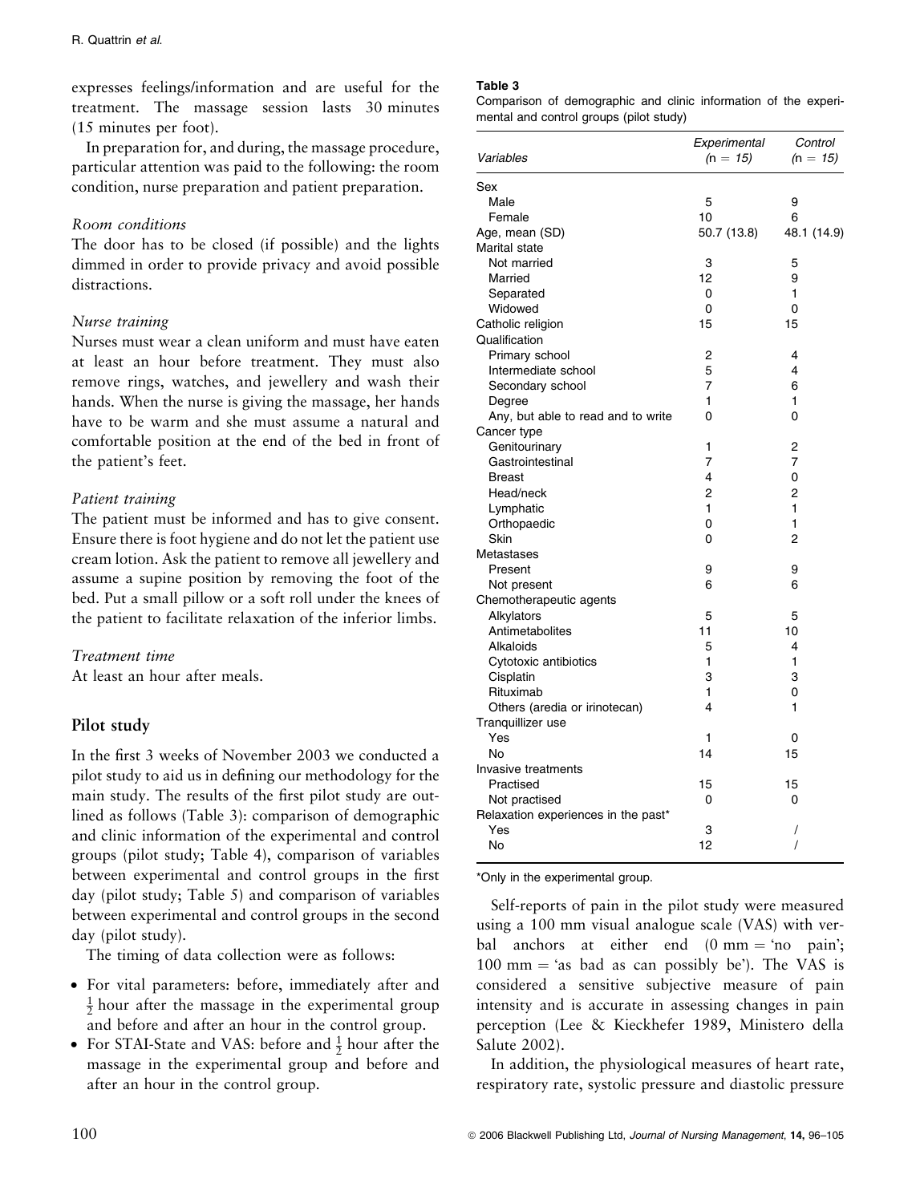expresses feelings/information and are useful for the treatment. The massage session lasts 30 minutes (15 minutes per foot).

In preparation for, and during, the massage procedure, particular attention was paid to the following: the room condition, nurse preparation and patient preparation.

*Room conditions*

The door has to be closed (if possible) and the lights dimmed in order to provide privacy and avoid possible distractions.

*Nurse training*

Nurses must wear a clean uniform and must have eaten at least an hour before treatment. They must also remove rings, watches, and jewellery and wash their hands. When the nurse is giving the massage, her hands have to be warm and she must assume a natural and comfortable position at the end of the bed in front of the patient's feet.

*Patient training*

The patient must be informed and has to give consent. Ensure there is foot hygiene and do not let the patient use cream lotion. Ask the patient to remove all jewellery and assume a supine position by removing the foot of the bed. Put a small pillow or a soft roll under the knees of the patient to facilitate relaxation of the inferior limbs.

*Treatment time*

At least an hour after meals.

## Pilot study

In the first 3 weeks of November 2003 we conducted a pilot study to aid us in defining our methodology for the main study. The results of the first pilot study are outlined as follows (Table 3): comparison of demographic and clinic information of the experimental and control groups (pilot study; Table 4), comparison of variables between experimental and control groups in the first day (pilot study; Table 5) and comparison of variables between experimental and control groups in the second day (pilot study).

The timing of data collection were as follows:

- For vital parameters: before, immediately after and $\frac{1}{2}$ hour after the massage in the experimental group and before and after an hour in the control group.
- For STAI-State and VAS: before and $\frac{1}{2}$ hour after the massage in the experimental group and before and after an hour in the control group.

**Table 3**

Comparison of demographic and clinic information of the experimental and control groups (pilot study)

| Variables | Experimental (n = 15) | Control (n = 15) |
|---|---|---|
| Sex | | |
| Male | 5 | 9 |
| Female | 10 | 6 |
| Age, mean (SD) | 50.7 (13.8) | 48.1 (14.9) |
| Marital state | | |
| Not married | 3 | 5 |
| Married | 12 | 9 |
| Separated | 0 | 1 |
| Widowed | 0 | 0 |
| Catholic religion | 15 | 15 |
| Qualification | | |
| Primary school | 2 | 4 |
| Intermediate school | 5 | 4 |
| Secondary school | 7 | 6 |
| Degree | 1 | 1 |
| Any, but able to read and to write | 0 | 0 |
| Cancer type | | |
| Genitourinary | 1 | 2 |
| Gastrointestinal | 7 | 7 |
| Breast | 4 | 0 |
| Head/neck | 2 | 2 |
| Lymphatic | 1 | 1 |
| Orthopaedic | 0 | 1 |
| Skin | 0 | 2 |
| Metastases | | |
| Present | 9 | 9 |
| Not present | 6 | 6 |
| Chemotherapeutic agents | | |
| Alkylators | 5 | 5 |
| Antimetabolites | 11 | 10 |
| Alkaloids | 5 | 4 |
| Cytotoxic antibiotics | 1 | 1 |
| Cisplatin | 3 | 3 |
| Rituximab | 1 | 0 |
| Others (aredia or irinotecan) | 4 | 1 |
| Tranquillizer use | | |
| Yes | 1 | 0 |
| No | 14 | 15 |
| Invasive treatments | | |
| Practised | 15 | 15 |
| Not practised | 0 | 0 |
| Relaxation experiences in the past* | | |
| Yes | 3 | / |
| No | 12 | / |

*Only in the experimental group.

Self-reports of pain in the pilot study were measured using a 100 mm visual analogue scale (VAS) with verbal anchors at either end (0 mm = 'no pain'; 100 mm = 'as bad as can possibly be'). The VAS is considered a sensitive subjective measure of pain intensity and is accurate in assessing changes in pain perception (Lee & Kieckhefer 1989, Ministero della Salute 2002).

In addition, the physiological measures of heart rate, respiratory rate, systolic pressure and diastolic pressure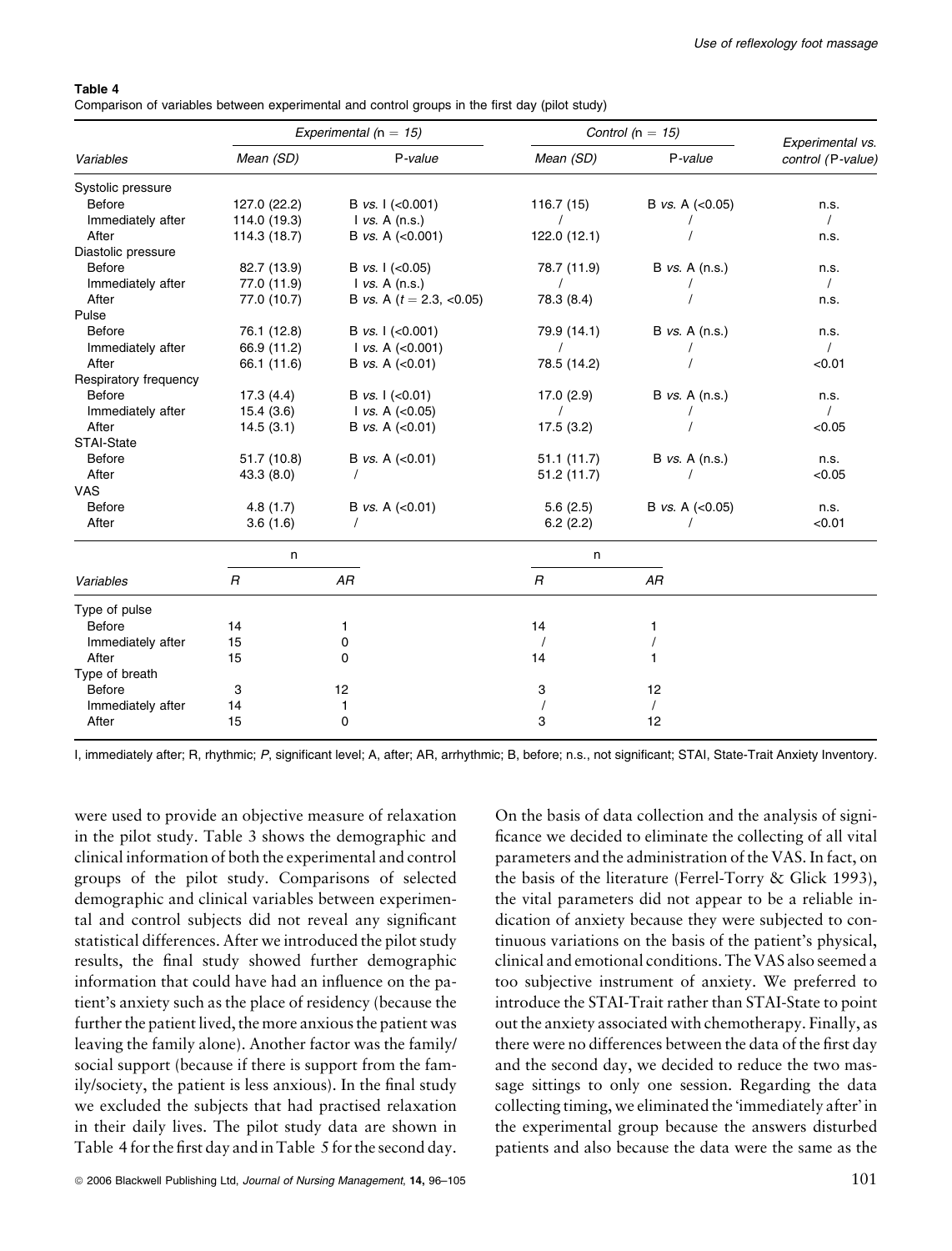**Table 4**
Comparison of variables between experimental and control groups in the first day (pilot study)

| Variables | Experimental (n = 15) | | Control (n = 15) | | Experimental vs. control (P-value) |
|---|---|---|---|---|---|
| | Mean (SD) | P-value | Mean (SD) | P-value | |
| Systolic pressure | | | | | |
| Before | 127.0 (22.2) | B *vs.* I (<0.001) | 116.7 (15) | B *vs.* A (<0.05) | n.s. |
| Immediately after | 114.0 (19.3) | I *vs.* A (n.s.) | / | / | / |
| After | 114.3 (18.7) | B *vs.* A (<0.001) | 122.0 (12.1) | / | n.s. |
| Diastolic pressure | | | | | |
| Before | 82.7 (13.9) | B *vs.* I (<0.05) | 78.7 (11.9) | B *vs.* A (n.s.) | n.s. |
| Immediately after | 77.0 (11.9) | I *vs.* A (n.s.) | / | / | / |
| After | 77.0 (10.7) | B *vs.* A ($t = 2.3$, <0.05) | 78.3 (8.4) | / | n.s. |
| Pulse | | | | | |
| Before | 76.1 (12.8) | B *vs.* I (<0.001) | 79.9 (14.1) | B *vs.* A (n.s.) | n.s. |
| Immediately after | 66.9 (11.2) | I *vs.* A (<0.001) | / | / | / |
| After | 66.1 (11.6) | B *vs.* A (<0.01) | 78.5 (14.2) | / | <0.01 |
| Respiratory frequency | | | | | |
| Before | 17.3 (4.4) | B *vs.* I (<0.01) | 17.0 (2.9) | B *vs.* A (n.s.) | n.s. |
| Immediately after | 15.4 (3.6) | I *vs.* A (<0.05) | / | / | / |
| After | 14.5 (3.1) | B *vs.* A (<0.01) | 17.5 (3.2) | / | <0.05 |
| STAI-State | | | | | |
| Before | 51.7 (10.8) | B *vs.* A (<0.01) | 51.1 (11.7) | B *vs.* A (n.s.) | n.s. |
| After | 43.3 (8.0) | / | 51.2 (11.7) | / | <0.05 |
| VAS | | | | | |
| Before | 4.8 (1.7) | B *vs.* A (<0.01) | 5.6 (2.5) | B *vs.* A (<0.05) | n.s. |
| After | 3.6 (1.6) | / | 6.2 (2.2) | / | <0.01 |

| Variables | n | | n | |
|---|---|---|---|---|
| | R | AR | R | AR |
| Type of pulse | | | | |
| Before | 14 | 1 | 14 | 1 |
| Immediately after | 15 | 0 | / | / |
| After | 15 | 0 | 14 | 1 |
| Type of breath | | | | |
| Before | 3 | 12 | 3 | 12 |
| Immediately after | 14 | 1 | / | / |
| After | 15 | 0 | 3 | 12 |

I, immediately after; R, rhythmic; *P*, significant level; A, after; AR, arrhythmic; B, before; n.s., not significant; STAI, State-Trait Anxiety Inventory.

were used to provide an objective measure of relaxation in the pilot study. Table 3 shows the demographic and clinical information of both the experimental and control groups of the pilot study. Comparisons of selected demographic and clinical variables between experimental and control subjects did not reveal any significant statistical differences. After we introduced the pilot study results, the final study showed further demographic information that could have had an influence on the patient's anxiety such as the place of residency (because the further the patient lived, the more anxious the patient was leaving the family alone). Another factor was the family/social support (because if there is support from the family/society, the patient is less anxious). In the final study we excluded the subjects that had practised relaxation in their daily lives. The pilot study data are shown in Table 4 for the first day and in Table 5 for the second day.

On the basis of data collection and the analysis of significance we decided to eliminate the collecting of all vital parameters and the administration of the VAS. In fact, on the basis of the literature (Ferrel-Torry & Glick 1993), the vital parameters did not appear to be a reliable indication of anxiety because they were subjected to continuous variations on the basis of the patient's physical, clinical and emotional conditions. The VAS also seemed a too subjective instrument of anxiety. We preferred to introduce the STAI-Trait rather than STAI-State to point out the anxiety associated with chemotherapy. Finally, as there were no differences between the data of the first day and the second day, we decided to reduce the two massage sittings to only one session. Regarding the data collecting timing, we eliminated the 'immediately after' in the experimental group because the answers disturbed patients and also because the data were the same as the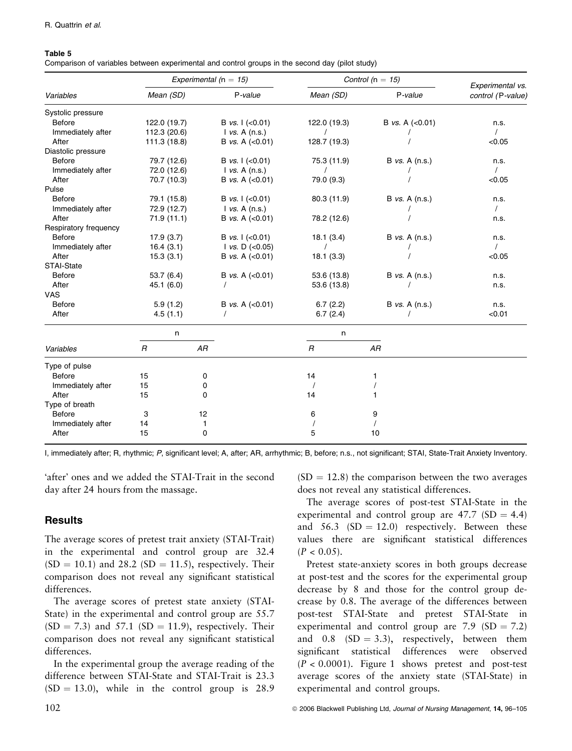**Table 5**
Comparison of variables between experimental and control groups in the second day (pilot study)

| Variables | Experimental (n = 15) | | Control (n = 15) | | Experimental vs. control (P-value) |
|---|---|---|---|---|---|
| | Mean (SD) | P-value | Mean (SD) | P-value | |
| Systolic pressure | | | | | |
| Before | 122.0 (19.7) | B vs. I (<0.01) | 122.0 (19.3) | B vs. A (<0.01) | n.s. |
| Immediately after | 112.3 (20.6) | I vs. A (n.s.) | / | / | / |
| After | 111.3 (18.8) | B vs. A (<0.01) | 128.7 (19.3) | / | <0.05 |
| Diastolic pressure | | | | | |
| Before | 79.7 (12.6) | B vs. I (<0.01) | 75.3 (11.9) | B vs. A (n.s.) | n.s. |
| Immediately after | 72.0 (12.6) | I vs. A (n.s.) | / | / | / |
| After | 70.7 (10.3) | B vs. A (<0.01) | 79.0 (9.3) | / | <0.05 |
| Pulse | | | | | |
| Before | 79.1 (15.8) | B vs. I (<0.01) | 80.3 (11.9) | B vs. A (n.s.) | n.s. |
| Immediately after | 72.9 (12.7) | I vs. A (n.s.) | | / | / |
| After | 71.9 (11.1) | B vs. A (<0.01) | 78.2 (12.6) | / | n.s. |
| Respiratory frequency | | | | | |
| Before | 17.9 (3.7) | B vs. I (<0.01) | 18.1 (3.4) | B vs. A (n.s.) | n.s. |
| Immediately after | 16.4 (3.1) | I vs. D (<0.05) | / | / | / |
| After | 15.3 (3.1) | B vs. A (<0.01) | 18.1 (3.3) | / | <0.05 |
| STAI-State | | | | | |
| Before | 53.7 (6.4) | B vs. A (<0.01) | 53.6 (13.8) | B vs. A (n.s.) | n.s. |
| After | 45.1 (6.0) | / | 53.6 (13.8) | / | n.s. |
| VAS | | | | | |
| Before | 5.9 (1.2) | B vs. A (<0.01) | 6.7 (2.2) | B vs. A (n.s.) | n.s. |
| After | 4.5 (1.1) | / | 6.7 (2.4) | / | <0.01 |

| Variables | n (Experimental) | | n (Control) | |
|---|---|---|---|---|
| | R | AR | R | AR |
| Type of pulse | | | | |
| Before | 15 | 0 | 14 | 1 |
| Immediately after | 15 | 0 | / | / |
| After | 15 | 0 | 14 | 1 |
| Type of breath | | | | |
| Before | 3 | 12 | 6 | 9 |
| Immediately after | 14 | 1 | / | / |
| After | 15 | 0 | 5 | 10 |

I, immediately after; R, rhythmic; *P*, significant level; A, after; AR, arrhythmic; B, before; n.s., not significant; STAI, State-Trait Anxiety Inventory.

'after' ones and we added the STAI-Trait in the second day after 24 hours from the massage.

## Results

The average scores of pretest trait anxiety (STAI-Trait) in the experimental and control group are 32.4 (SD = 10.1) and 28.2 (SD = 11.5), respectively. Their comparison does not reveal any significant statistical differences.

The average scores of pretest state anxiety (STAI-State) in the experimental and control group are 55.7 (SD = 7.3) and 57.1 (SD = 11.9), respectively. Their comparison does not reveal any significant statistical differences.

In the experimental group the average reading of the difference between STAI-State and STAI-Trait is 23.3 (SD = 13.0), while in the control group is 28.9 (SD = 12.8) the comparison between the two averages does not reveal any statistical differences.

The average scores of post-test STAI-State in the experimental and control group are 47.7 (SD = 4.4) and 56.3 (SD = 12.0) respectively. Between these values there are significant statistical differences ($P < 0.05$).

Pretest state-anxiety scores in both groups decrease at post-test and the scores for the experimental group decrease by 8 and those for the control group decrease by 0.8. The average of the differences between post-test STAI-State and pretest STAI-State in experimental and control group are 7.9 (SD = 7.2) and 0.8 (SD = 3.3), respectively, between them significant statistical differences were observed ($P < 0.0001$). Figure 1 shows pretest and post-test average scores of the anxiety state (STAI-State) in experimental and control groups.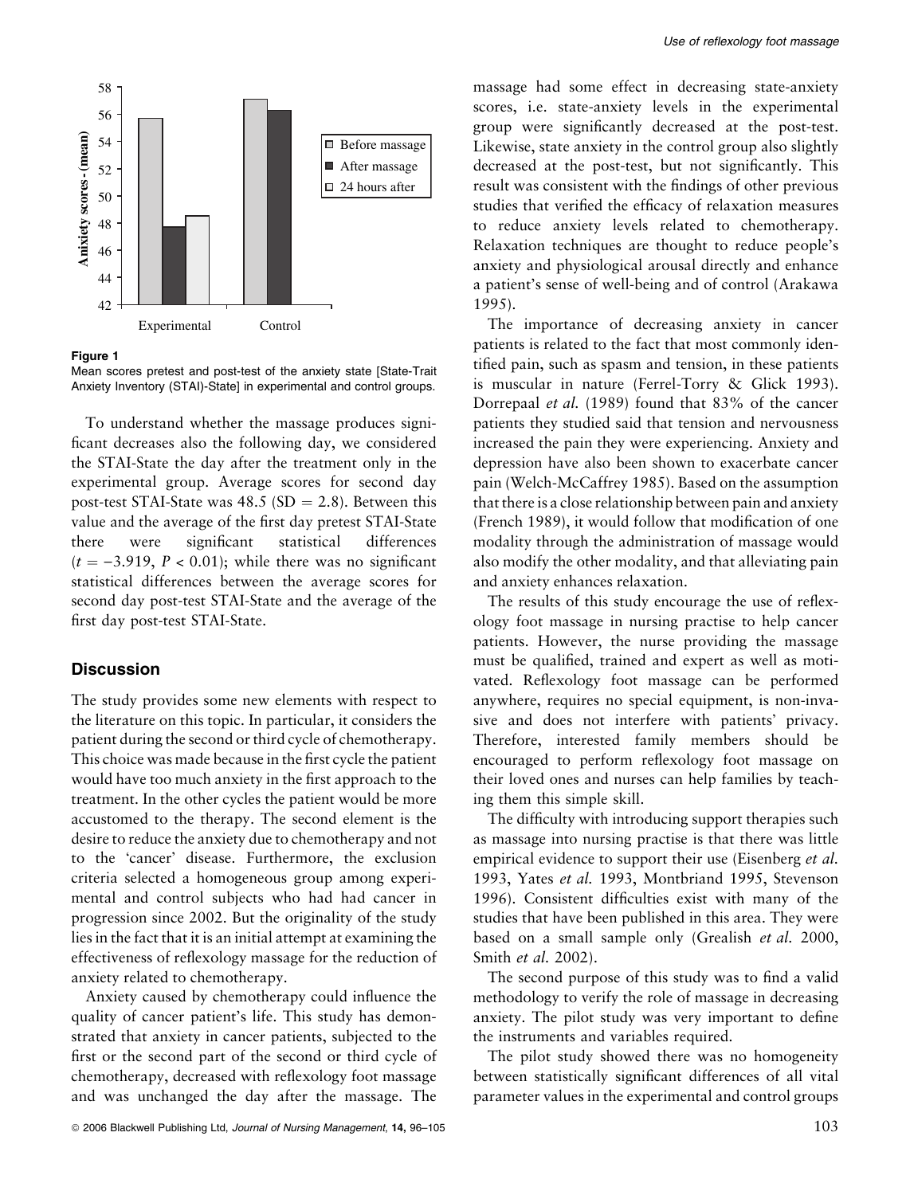58
56
54
52
50
48
46
44
42

Anxiety scores - (mean)

Experimental

Control

Before massage
After massage
24 hours after

**Figure 1**
Mean scores pretest and post-test of the anxiety state [State-Trait Anxiety Inventory (STAI)-State] in experimental and control groups.

To understand whether the massage produces significant decreases also the following day, we considered the STAI-State the day after the treatment only in the experimental group. Average scores for second day post-test STAI-State was 48.5 (SD = 2.8). Between this value and the average of the first day pretest STAI-State there were significant statistical differences ($t = -3.919$, $P < 0.01$); while there was no significant statistical differences between the average scores for second day post-test STAI-State and the average of the first day post-test STAI-State.

## Discussion

The study provides some new elements with respect to the literature on this topic. In particular, it considers the patient during the second or third cycle of chemotherapy. This choice was made because in the first cycle the patient would have too much anxiety in the first approach to the treatment. In the other cycles the patient would be more accustomed to the therapy. The second element is the desire to reduce the anxiety due to chemotherapy and not to the 'cancer' disease. Furthermore, the exclusion criteria selected a homogeneous group among experimental and control subjects who had had cancer in progression since 2002. But the originality of the study lies in the fact that it is an initial attempt at examining the effectiveness of reflexology massage for the reduction of anxiety related to chemotherapy.

Anxiety caused by chemotherapy could influence the quality of cancer patient's life. This study has demonstrated that anxiety in cancer patients, subjected to the first or the second part of the second or third cycle of chemotherapy, decreased with reflexology foot massage and was unchanged the day after the massage. The massage had some effect in decreasing state-anxiety scores, i.e. state-anxiety levels in the experimental group were significantly decreased at the post-test. Likewise, state anxiety in the control group also slightly decreased at the post-test, but not significantly. This result was consistent with the findings of other previous studies that verified the efficacy of relaxation measures to reduce anxiety levels related to chemotherapy. Relaxation techniques are thought to reduce people's anxiety and physiological arousal directly and enhance a patient's sense of well-being and of control (Arakawa 1995).

The importance of decreasing anxiety in cancer patients is related to the fact that most commonly identified pain, such as spasm and tension, in these patients is muscular in nature (Ferrel-Torry & Glick 1993). Dorrepaal *et al.* (1989) found that 83% of the cancer patients they studied said that tension and nervousness increased the pain they were experiencing. Anxiety and depression have also been shown to exacerbate cancer pain (Welch-McCaffrey 1985). Based on the assumption that there is a close relationship between pain and anxiety (French 1989), it would follow that modification of one modality through the administration of massage would also modify the other modality, and that alleviating pain and anxiety enhances relaxation.

The results of this study encourage the use of reflexology foot massage in nursing practise to help cancer patients. However, the nurse providing the massage must be qualified, trained and expert as well as motivated. Reflexology foot massage can be performed anywhere, requires no special equipment, is non-invasive and does not interfere with patients' privacy. Therefore, interested family members should be encouraged to perform reflexology foot massage on their loved ones and nurses can help families by teaching them this simple skill.

The difficulty with introducing support therapies such as massage into nursing practise is that there was little empirical evidence to support their use (Eisenberg *et al.* 1993, Yates *et al.* 1993, Montbriand 1995, Stevenson 1996). Consistent difficulties exist with many of the studies that have been published in this area. They were based on a small sample only (Grealish *et al.* 2000, Smith *et al.* 2002).

The second purpose of this study was to find a valid methodology to verify the role of massage in decreasing anxiety. The pilot study was very important to define the instruments and variables required.

The pilot study showed there was no homogeneity between statistically significant differences of all vital parameter values in the experimental and control groups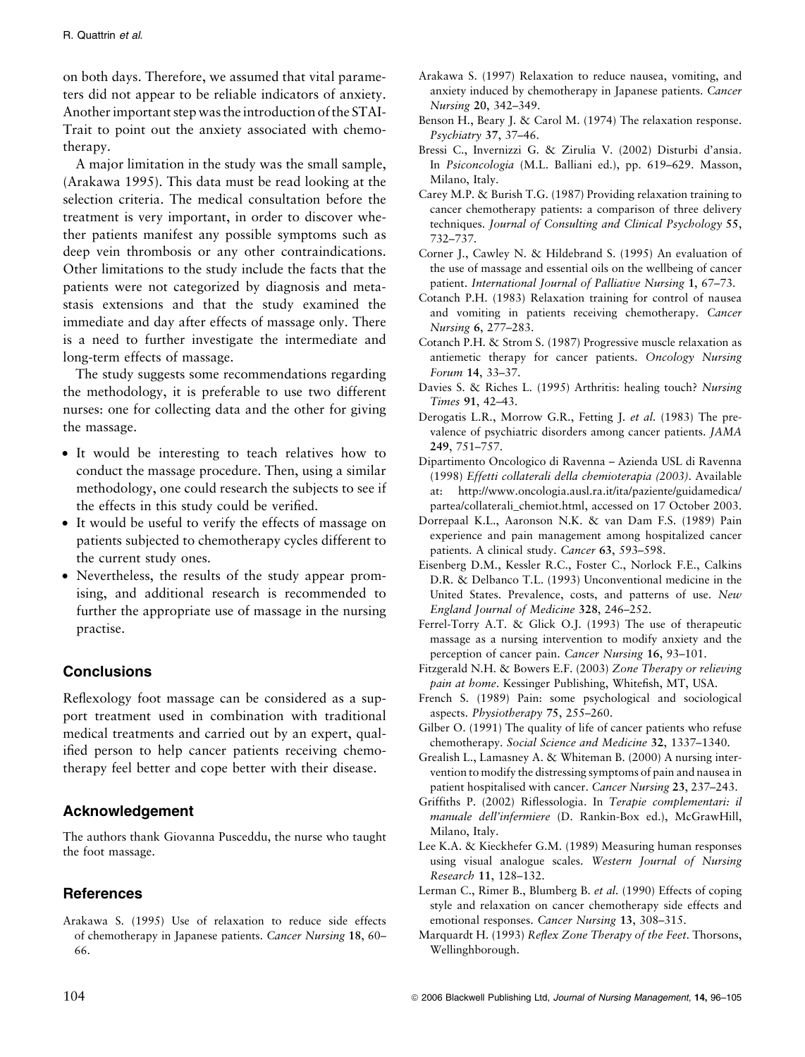on both days. Therefore, we assumed that vital parameters did not appear to be reliable indicators of anxiety. Another important step was the introduction of the STAI-Trait to point out the anxiety associated with chemotherapy.

A major limitation in the study was the small sample, (Arakawa 1995). This data must be read looking at the selection criteria. The medical consultation before the treatment is very important, in order to discover whether patients manifest any possible symptoms such as deep vein thrombosis or any other contraindications. Other limitations to the study include the facts that the patients were not categorized by diagnosis and metastasis extensions and that the study examined the immediate and day after effects of massage only. There is a need to further investigate the intermediate and long-term effects of massage.

The study suggests some recommendations regarding the methodology, it is preferable to use two different nurses: one for collecting data and the other for giving the massage.

- It would be interesting to teach relatives how to conduct the massage procedure. Then, using a similar methodology, one could research the subjects to see if the effects in this study could be verified.
- It would be useful to verify the effects of massage on patients subjected to chemotherapy cycles different to the current study ones.
- Nevertheless, the results of the study appear promising, and additional research is recommended to further the appropriate use of massage in the nursing practise.

## Conclusions

Reflexology foot massage can be considered as a support treatment used in combination with traditional medical treatments and carried out by an expert, qualified person to help cancer patients receiving chemotherapy feel better and cope better with their disease.

## Acknowledgement

The authors thank Giovanna Pusceddu, the nurse who taught the foot massage.

## References

Arakawa S. (1995) Use of relaxation to reduce side effects of chemotherapy in Japanese patients. *Cancer Nursing* **18**, 60–66.

Arakawa S. (1997) Relaxation to reduce nausea, vomiting, and anxiety induced by chemotherapy in Japanese patients. *Cancer Nursing* **20**, 342–349.

Benson H., Beary J. & Carol M. (1974) The relaxation response. *Psychiatry* **37**, 37–46.

Bressi C., Invernizzi G. & Zirulia V. (2002) Disturbi d'ansia. In *Psiconcologia* (M.L. Balliani ed.), pp. 619–629. Masson, Milano, Italy.

Carey M.P. & Burish T.G. (1987) Providing relaxation training to cancer chemotherapy patients: a comparison of three delivery techniques. *Journal of Consulting and Clinical Psychology* **55**, 732–737.

Corner J., Cawley N. & Hildebrand S. (1995) An evaluation of the use of massage and essential oils on the wellbeing of cancer patient. *International Journal of Palliative Nursing* **1**, 67–73.

Cotanch P.H. (1983) Relaxation training for control of nausea and vomiting in patients receiving chemotherapy. *Cancer Nursing* **6**, 277–283.

Cotanch P.H. & Strom S. (1987) Progressive muscle relaxation as antiemetic therapy for cancer patients. *Oncology Nursing Forum* **14**, 33–37.

Davies S. & Riches L. (1995) Arthritis: healing touch? *Nursing Times* **91**, 42–43.

Derogatis L.R., Morrow G.R., Fetting J. *et al.* (1983) The prevalence of psychiatric disorders among cancer patients. *JAMA* **249**, 751–757.

Dipartimento Oncologico di Ravenna – Azienda USL di Ravenna (1998) *Effetti collaterali della chemioterapia (2003)*. Available at: http://www.oncologia.ausl.ra.it/ita/paziente/guidamedica/partea/collaterali_chemiot.html, accessed on 17 October 2003.

Dorrepaal K.L., Aaronson N.K. & van Dam F.S. (1989) Pain experience and pain management among hospitalized cancer patients. A clinical study. *Cancer* **63**, 593–598.

Eisenberg D.M., Kessler R.C., Foster C., Norlock F.E., Calkins D.R. & Delbanco T.L. (1993) Unconventional medicine in the United States. Prevalence, costs, and patterns of use. *New England Journal of Medicine* **328**, 246–252.

Ferrel-Torry A.T. & Glick O.J. (1993) The use of therapeutic massage as a nursing intervention to modify anxiety and the perception of cancer pain. *Cancer Nursing* **16**, 93–101.

Fitzgerald N.H. & Bowers E.F. (2003) *Zone Therapy or relieving pain at home*. Kessinger Publishing, Whitefish, MT, USA.

French S. (1989) Pain: some psychological and sociological aspects. *Physiotherapy* **75**, 255–260.

Gilber O. (1991) The quality of life of cancer patients who refuse chemotherapy. *Social Science and Medicine* **32**, 1337–1340.

Grealish L., Lamasney A. & Whiteman B. (2000) A nursing intervention to modify the distressing symptoms of pain and nausea in patient hospitalised with cancer. *Cancer Nursing* **23**, 237–243.

Griffiths P. (2002) Riflessologia. In *Terapie complementari: il manuale dell'infermiere* (D. Rankin-Box ed.), McGrawHill, Milano, Italy.

Lee K.A. & Kieckhefer G.M. (1989) Measuring human responses using visual analogue scales. *Western Journal of Nursing Research* **11**, 128–132.

Lerman C., Rimer B., Blumberg B. *et al.* (1990) Effects of coping style and relaxation on cancer chemotherapy side effects and emotional responses. *Cancer Nursing* **13**, 308–315.

Marquardt H. (1993) *Reflex Zone Therapy of the Feet*. Thorsons, Wellinghborough.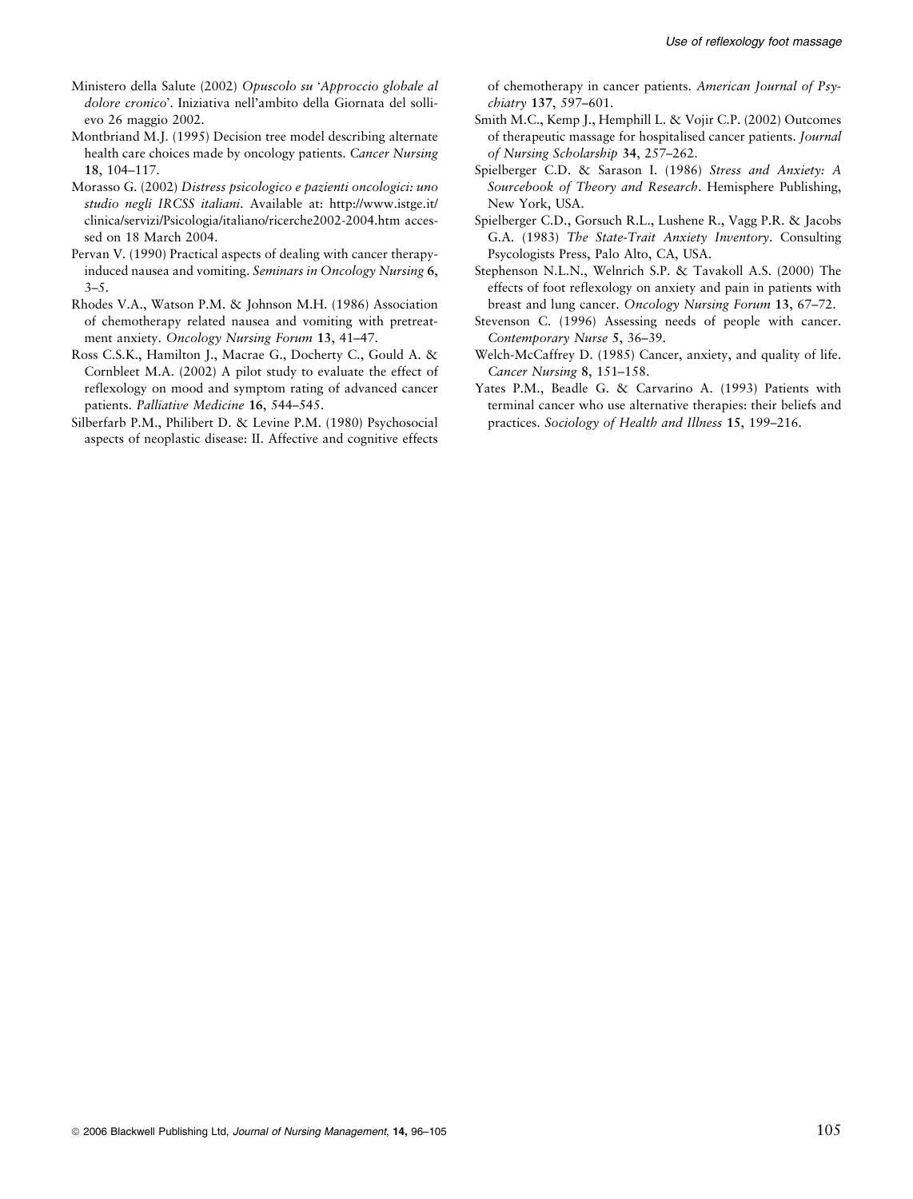Ministero della Salute (2002) *Opuscolo su 'Approccio globale al dolore cronico'*. Iniziativa nell'ambito della Giornata del sollievo 26 maggio 2002.

Montbriand M.J. (1995) Decision tree model describing alternate health care choices made by oncology patients. *Cancer Nursing* **18**, 104–117.

Morasso G. (2002) *Distress psicologico e pazienti oncologici: uno studio negli IRCSS italiani*. Available at: http://www.istge.it/clinica/servizi/Psicologia/italiano/ricerche2002-2004.htm accessed on 18 March 2004.

Pervan V. (1990) Practical aspects of dealing with cancer therapy-induced nausea and vomiting. *Seminars in Oncology Nursing* **6**, 3–5.

Rhodes V.A., Watson P.M. & Johnson M.H. (1986) Association of chemotherapy related nausea and vomiting with pretreatment anxiety. *Oncology Nursing Forum* **13**, 41–47.

Ross C.S.K., Hamilton J., Macrae G., Docherty C., Gould A. & Cornbleet M.A. (2002) A pilot study to evaluate the effect of reflexology on mood and symptom rating of advanced cancer patients. *Palliative Medicine* **16**, 544–545.

Silberfarb P.M., Philibert D. & Levine P.M. (1980) Psychosocial aspects of neoplastic disease: II. Affective and cognitive effects of chemotherapy in cancer patients. *American Journal of Psychiatry* **137**, 597–601.

Smith M.C., Kemp J., Hemphill L. & Vojir C.P. (2002) Outcomes of therapeutic massage for hospitalised cancer patients. *Journal of Nursing Scholarship* **34**, 257–262.

Spielberger C.D. & Sarason I. (1986) *Stress and Anxiety: A Sourcebook of Theory and Research*. Hemisphere Publishing, New York, USA.

Spielberger C.D., Gorsuch R.L., Lushene R., Vagg P.R. & Jacobs G.A. (1983) *The State-Trait Anxiety Inventory*. Consulting Psycologists Press, Palo Alto, CA, USA.

Stephenson N.L.N., Welnrich S.P. & Tavakoll A.S. (2000) The effects of foot reflexology on anxiety and pain in patients with breast and lung cancer. *Oncology Nursing Forum* **13**, 67–72.

Stevenson C. (1996) Assessing needs of people with cancer. *Contemporary Nurse* **5**, 36–39.

Welch-McCaffrey D. (1985) Cancer, anxiety, and quality of life. *Cancer Nursing* **8**, 151–158.

Yates P.M., Beadle G. & Carvarino A. (1993) Patients with terminal cancer who use alternative therapies: their beliefs and practices. *Sociology of Health and Illness* **15**, 199–216.